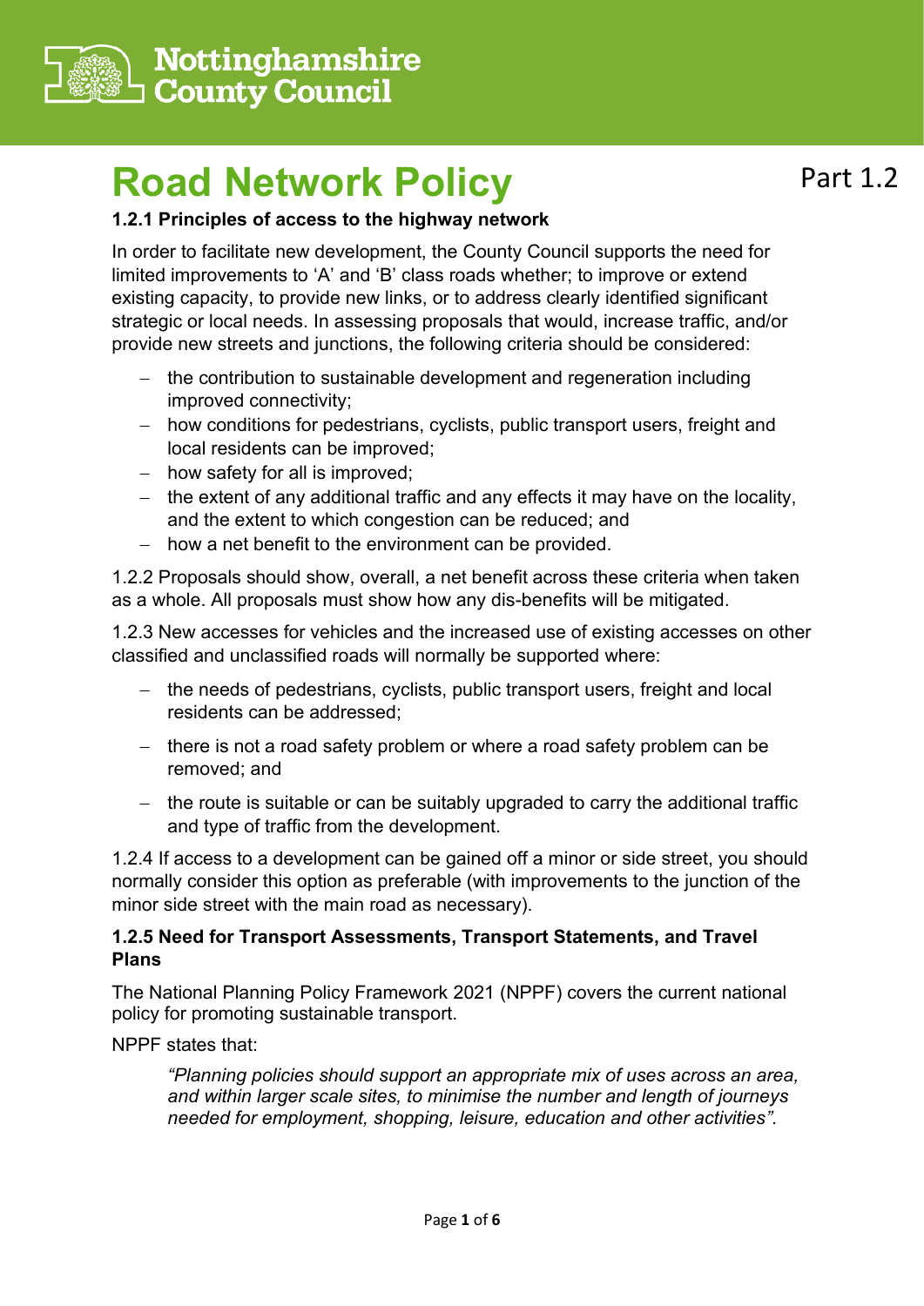Nottinghamshire County Council

# Road Network Policy

Part 1.2

### 1.2.1 Principles of access to the highway network

In order to facilitate new development, the County Council supports the need for limited improvements to 'A' and 'B' class roads whether; to improve or extend existing capacity, to provide new links, or to address clearly identified significant strategic or local needs. In assessing proposals that would, increase traffic, and/or provide new streets and junctions, the following criteria should be considered:

- the contribution to sustainable development and regeneration including improved connectivity;
- how conditions for pedestrians, cyclists, public transport users, freight and local residents can be improved;
- how safety for all is improved;
- the extent of any additional traffic and any effects it may have on the locality, and the extent to which congestion can be reduced; and
- how a net benefit to the environment can be provided.

1.2.2 Proposals should show, overall, a net benefit across these criteria when taken as a whole. All proposals must show how any dis-benefits will be mitigated.

1.2.3 New accesses for vehicles and the increased use of existing accesses on other classified and unclassified roads will normally be supported where:

- the needs of pedestrians, cyclists, public transport users, freight and local residents can be addressed;
- there is not a road safety problem or where a road safety problem can be removed; and
- the route is suitable or can be suitably upgraded to carry the additional traffic and type of traffic from the development.

1.2.4 If access to a development can be gained off a minor or side street, you should normally consider this option as preferable (with improvements to the junction of the minor side street with the main road as necessary).

### 1.2.5 Need for Transport Assessments, Transport Statements, and Travel Plans

The National Planning Policy Framework 2021 (NPPF) covers the current national policy for promoting sustainable transport.

NPPF states that:

> *"Planning policies should support an appropriate mix of uses across an area, and within larger scale sites, to minimise the number and length of journeys needed for employment, shopping, leisure, education and other activities".*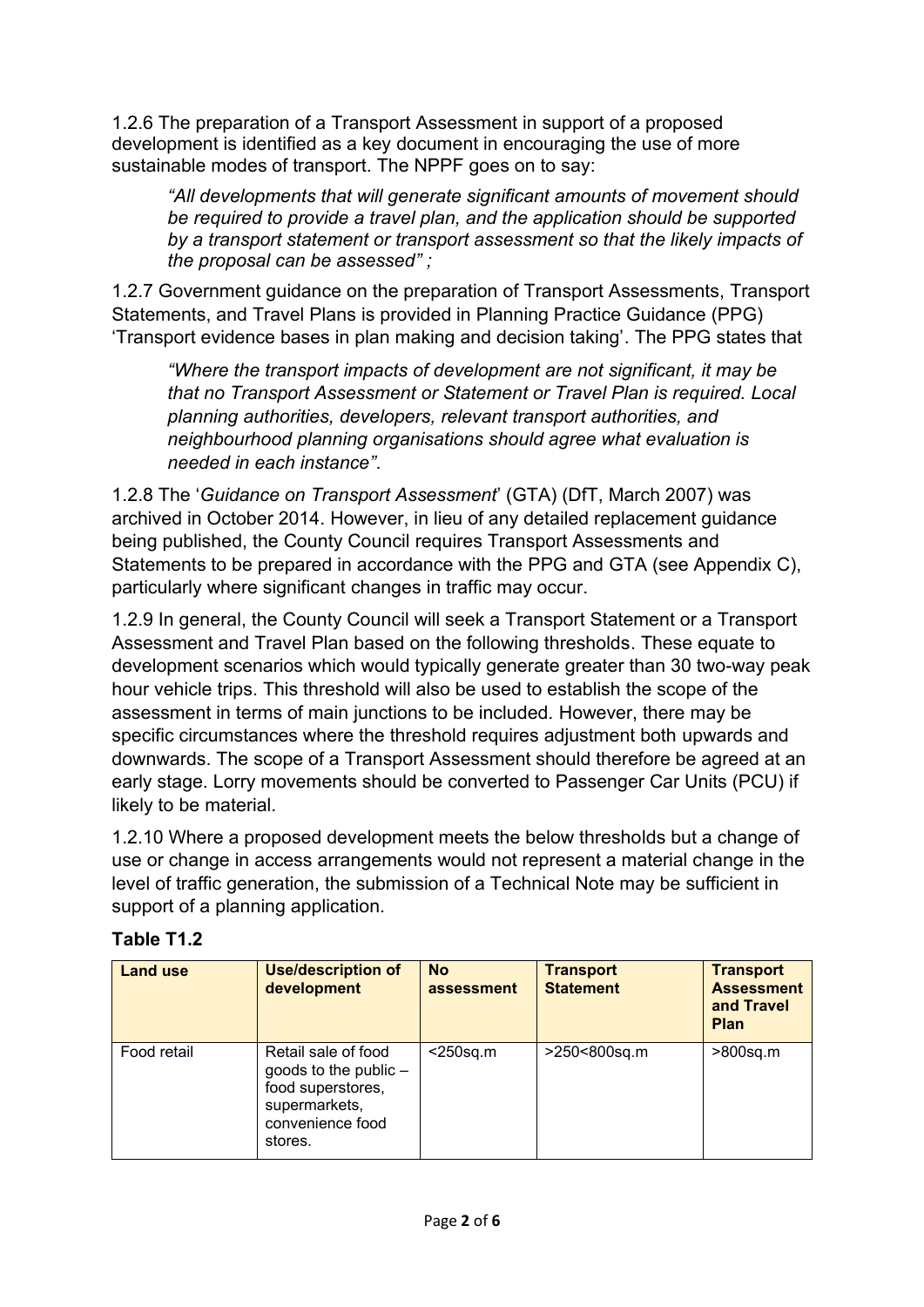1.2.6 The preparation of a Transport Assessment in support of a proposed development is identified as a key document in encouraging the use of more sustainable modes of transport. The NPPF goes on to say:

> *"All developments that will generate significant amounts of movement should be required to provide a travel plan, and the application should be supported by a transport statement or transport assessment so that the likely impacts of the proposal can be assessed" ;*

1.2.7 Government guidance on the preparation of Transport Assessments, Transport Statements, and Travel Plans is provided in Planning Practice Guidance (PPG) 'Transport evidence bases in plan making and decision taking'. The PPG states that

> *"Where the transport impacts of development are not significant, it may be that no Transport Assessment or Statement or Travel Plan is required. Local planning authorities, developers, relevant transport authorities, and neighbourhood planning organisations should agree what evaluation is needed in each instance"*.

1.2.8 The '*Guidance on Transport Assessment*' (GTA) (DfT, March 2007) was archived in October 2014. However, in lieu of any detailed replacement guidance being published, the County Council requires Transport Assessments and Statements to be prepared in accordance with the PPG and GTA (see Appendix C), particularly where significant changes in traffic may occur.

1.2.9 In general, the County Council will seek a Transport Statement or a Transport Assessment and Travel Plan based on the following thresholds. These equate to development scenarios which would typically generate greater than 30 two-way peak hour vehicle trips. This threshold will also be used to establish the scope of the assessment in terms of main junctions to be included. However, there may be specific circumstances where the threshold requires adjustment both upwards and downwards. The scope of a Transport Assessment should therefore be agreed at an early stage. Lorry movements should be converted to Passenger Car Units (PCU) if likely to be material.

1.2.10 Where a proposed development meets the below thresholds but a change of use or change in access arrangements would not represent a material change in the level of traffic generation, the submission of a Technical Note may be sufficient in support of a planning application.

### Table T1.2

| Land use | Use/description of development | No assessment | Transport Statement | Transport Assessment and Travel Plan |
|---|---|---|---|---|
| Food retail | Retail sale of food goods to the public – food superstores, supermarkets, convenience food stores. | <250sq.m | >250<800sq.m | >800sq.m |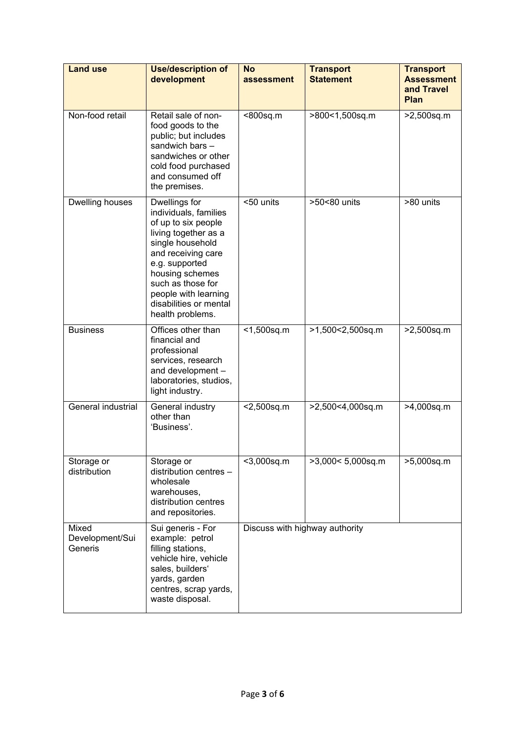| Land use | Use/description of development | No assessment | Transport Statement | Transport Assessment and Travel Plan |
| --- | --- | --- | --- | --- |
| Non-food retail | Retail sale of non-food goods to the public; but includes sandwich bars – sandwiches or other cold food purchased and consumed off the premises. | <800sq.m | >800<1,500sq.m | >2,500sq.m |
| Dwelling houses | Dwellings for individuals, families of up to six people living together as a single household and receiving care e.g. supported housing schemes such as those for people with learning disabilities or mental health problems. | <50 units | >50<80 units | >80 units |
| Business | Offices other than financial and professional services, research and development – laboratories, studios, light industry. | <1,500sq.m | >1,500<2,500sq.m | >2,500sq.m |
| General industrial | General industry other than 'Business'. | <2,500sq.m | >2,500<4,000sq.m | >4,000sq.m |
| Storage or distribution | Storage or distribution centres – wholesale warehouses, distribution centres and repositories. | <3,000sq.m | >3,000< 5,000sq.m | >5,000sq.m |
| Mixed Development/Sui Generis | Sui generis - For example: petrol filling stations, vehicle hire, vehicle sales, builders' yards, garden centres, scrap yards, waste disposal. | Discuss with highway authority | | |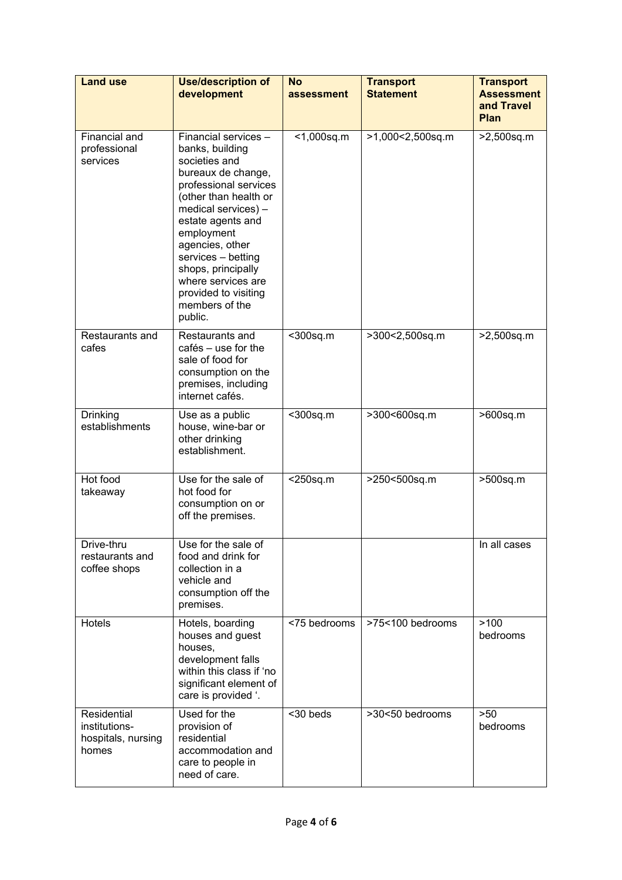| Land use | Use/description of development | No assessment | Transport Statement | Transport Assessment and Travel Plan |
|---|---|---|---|---|
| Financial and professional services | Financial services – banks, building societies and bureaux de change, professional services (other than health or medical services) – estate agents and employment agencies, other services – betting shops, principally where services are provided to visiting members of the public. | <1,000sq.m | >1,000<2,500sq.m | >2,500sq.m |
| Restaurants and cafes | Restaurants and cafés – use for the sale of food for consumption on the premises, including internet cafés. | <300sq.m | >300<2,500sq.m | >2,500sq.m |
| Drinking establishments | Use as a public house, wine-bar or other drinking establishment. | <300sq.m | >300<600sq.m | >600sq.m |
| Hot food takeaway | Use for the sale of hot food for consumption on or off the premises. | <250sq.m | >250<500sq.m | >500sq.m |
| Drive-thru restaurants and coffee shops | Use for the sale of food and drink for collection in a vehicle and consumption off the premises. | | | In all cases |
| Hotels | Hotels, boarding houses and guest houses, development falls within this class if 'no significant element of care is provided '. | <75 bedrooms | >75<100 bedrooms | >100 bedrooms |
| Residential institutions-hospitals, nursing homes | Used for the provision of residential accommodation and care to people in need of care. | <30 beds | >30<50 bedrooms | >50 bedrooms |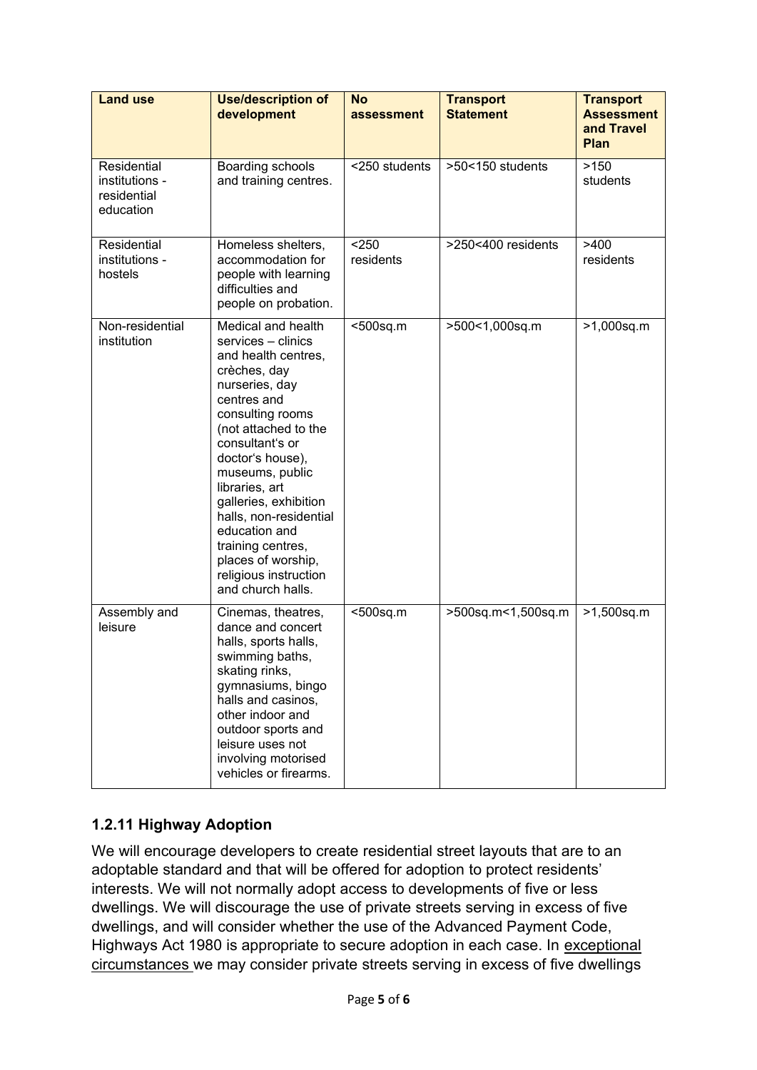| Land use | Use/description of development | No assessment | Transport Statement | Transport Assessment and Travel Plan |
|---|---|---|---|---|
| Residential institutions - residential education | Boarding schools and training centres. | <250 students | >50<150 students | >150 students |
| Residential institutions - hostels | Homeless shelters, accommodation for people with learning difficulties and people on probation. | <250 residents | >250<400 residents | >400 residents |
| Non-residential institution | Medical and health services – clinics and health centres, crèches, day nurseries, day centres and consulting rooms (not attached to the consultant's or doctor's house), museums, public libraries, art galleries, exhibition halls, non-residential education and training centres, places of worship, religious instruction and church halls. | <500sq.m | >500<1,000sq.m | >1,000sq.m |
| Assembly and leisure | Cinemas, theatres, dance and concert halls, sports halls, swimming baths, skating rinks, gymnasiums, bingo halls and casinos, other indoor and outdoor sports and leisure uses not involving motorised vehicles or firearms. | <500sq.m | >500sq.m<1,500sq.m | >1,500sq.m |

### 1.2.11 Highway Adoption

We will encourage developers to create residential street layouts that are to an adoptable standard and that will be offered for adoption to protect residents' interests. We will not normally adopt access to developments of five or less dwellings. We will discourage the use of private streets serving in excess of five dwellings, and will consider whether the use of the Advanced Payment Code, Highways Act 1980 is appropriate to secure adoption in each case. In exceptional circumstances we may consider private streets serving in excess of five dwellings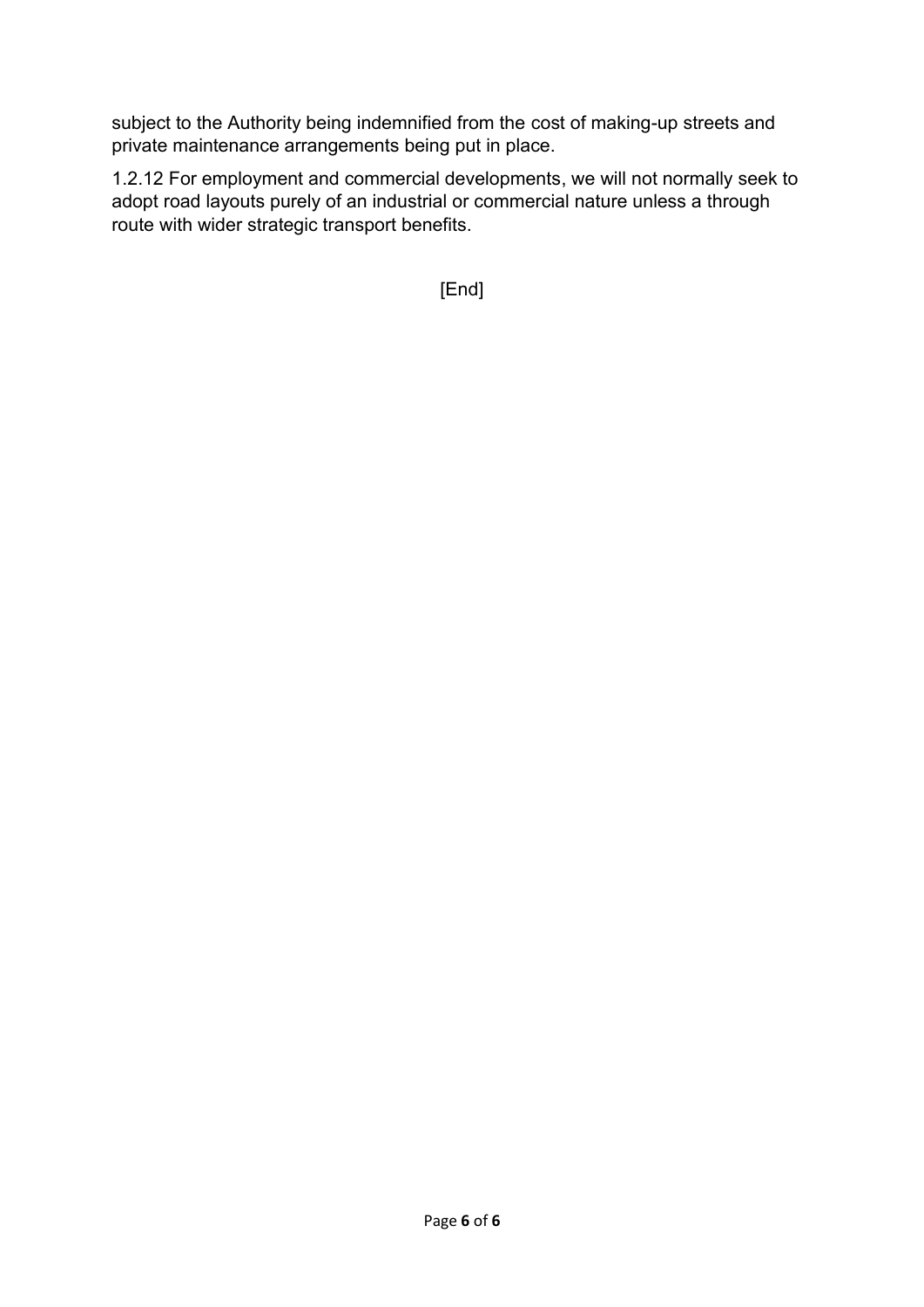subject to the Authority being indemnified from the cost of making-up streets and private maintenance arrangements being put in place.

1.2.12 For employment and commercial developments, we will not normally seek to adopt road layouts purely of an industrial or commercial nature unless a through route with wider strategic transport benefits.

[End]